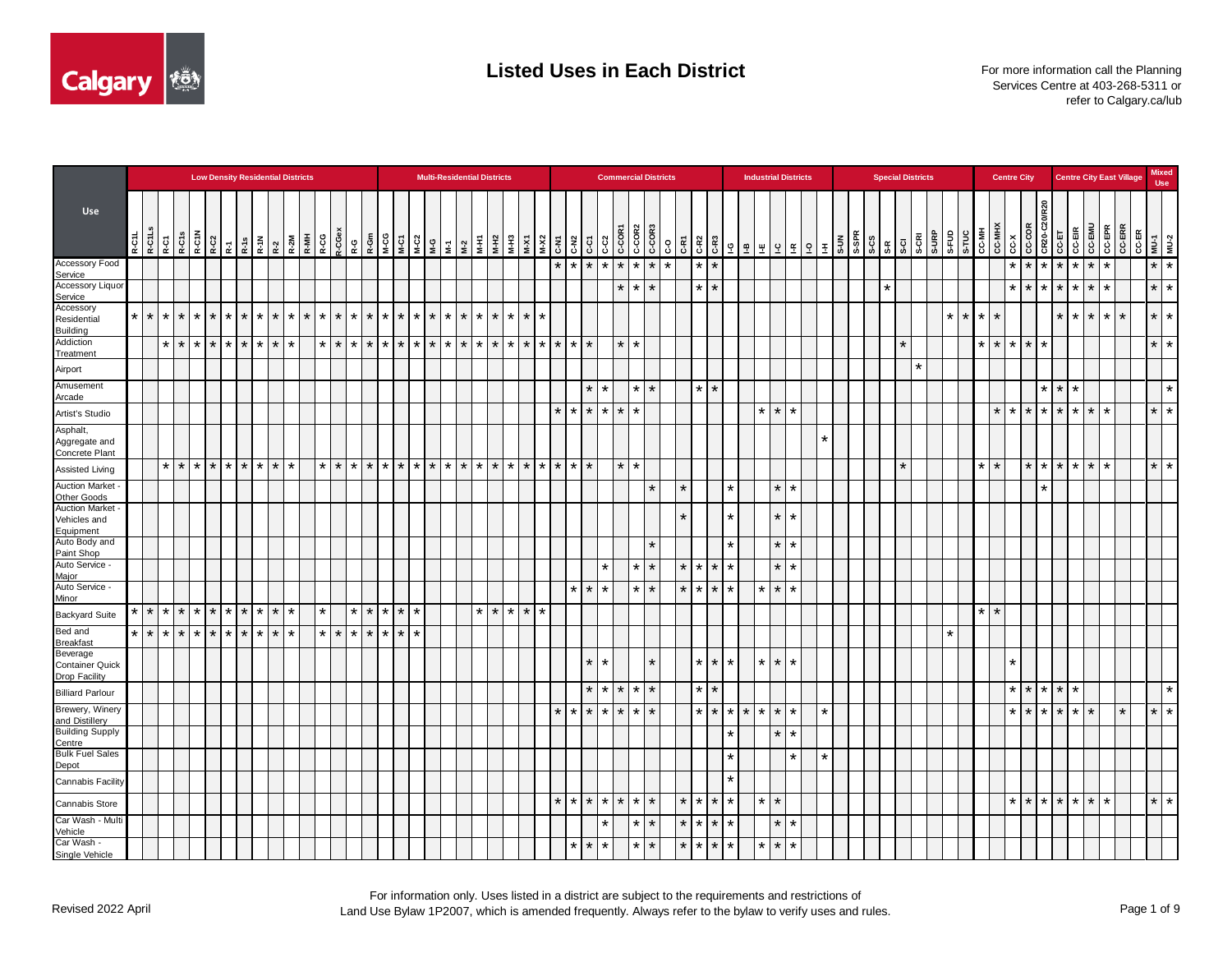# Listed Uses in Each District

For more information call the Planning Services Centre at 403-268-5311 or refer to Calgary.ca/lub

| Use | Low Density Residential Districts | | | | | | | | | | | | | | | | Multi-Residential Districts | | | | | | | | | | | Commercial Districts | | | | | | | | | | | Industrial Districts | | | | | | | Special Districts | | | | | | | | | Centre City | | | | | Centre City East Village | | | | | | Mixed Use | |
|---|---|---|---|---|---|---|---|---|---|---|---|---|---|---|---|---|---|---|---|---|---|---|---|---|---|---|---|---|---|---|---|---|---|---|---|---|---|---|---|---|---|---|---|---|---|---|---|---|---|---|---|---|---|---|---|---|---|---|---|---|---|---|---|---|---|---|---|
| | R-C1L | R-C1Ls | R-C1 | R-C1s | R-C1N | R-C2 | R-1 | R-1s | R-1N | R-2 | R-2M | R-MH | R-CG | R-CGex | R-G | R-Gm | M-CG | M-C1 | M-C2 | M-G | M-1 | M-2 | M-H1 | M-H2 | M-H3 | M-X1 | M-X2 | C-N1 | C-N2 | C-C1 | C-C2 | C-COR1 | C-COR2 | C-COR3 | C-O | C-R1 | C-R2 | C-R3 | I-G | I-B | I-E | I-C | I-R | I-O | I-H | S-UN | S-SPR | S-CS | S-R | S-CI | S-CRI | S-URP | S-FUD | S-TUC | CC-MH | CC-MHX | CC-X | CC-COR | CR20-C20/R20 | CC-ET | CC-EIR | CC-EMU | CC-EPR | CC-ERR | CC-ER | MU-1 | MU-2 |
| Accessory Food Service | | | | | | | | | | | | | | | | | | | | | | | | | | | | * | * | * | * | * | * | * | * | | * | * | | | | | | | | | | | | | | | | | | | | * | * | * | * | * | * | * | | | * | * |
| Accessory Liquor Service | | | | | | | | | | | | | | | | | | | | | | | | | | | | | | | | * | * | * | | | * | * | | | | | | | | | | | * | | | | | | | | * | * | * | * | * | * | * | | | * | * |
| Accessory Residential Building | * | * | * | * | * | * | * | * | * | * | * | * | * | * | * | * | * | * | * | * | * | * | * | * | * | * | * | | | | | | | | | | | | | | | | | | | | | | | | | | * | * | * | * | | | | * | * | * | * | * | | * | * |
| Addiction Treatment | | | * | * | * | * | * | * | * | * | * | | * | * | * | * | * | * | * | * | * | * | * | * | * | * | * | * | * | * | | * | * | | | | | | | | | | | | | | | | | * | | | | | * | * | * | * | * | | | | | | | * | * |
| Airport | | | | | | | | | | | | | | | | | | | | | | | | | | | | | | | | | | | | | | | | | | | | | | | | | | | * | | | | | | | | | | | | | | | | |
| Amusement Arcade | | | | | | | | | | | | | | | | | | | | | | | | | | | | | | * | * | | * | * | | | * | * | | | | | | | | | | | | | | | | | | | | | * | * | * | | | | | | *|
| Artist's Studio | | | | | | | | | | | | | | | | | | | | | | | | | | | | * | * | * | * | * | * | | | | | | | | * | * | * | | | | | | | | | | | | | * | * | * | * | * | * | * | * | | | * | * |
| Asphalt, Aggregate and Concrete Plant | | | | | | | | | | | | | | | | | | | | | | | | | | | | | | | | | | | | | | | | | | | | | * | | | | | | | | | | | | | | | | | | | | | | |
| Assisted Living | | | * | * | * | * | * | * | * | * | * | | * | * | * | * | * | * | * | * | * | * | * | * | * | * | * | * | * | * | | * | * | | | | | | | | | | | | | | | | | * | | | | | * | * | | * | * | * | * | * | * | | | * | * |
| Auction Market - Other Goods | | | | | | | | | | | | | | | | | | | | | | | | | | | | | | | | | | * | | * | | | * | | | * | * | | | | | | | | | | | | | | | | * | | | | | | | | |
| Auction Market - Vehicles and Equipment | | | | | | | | | | | | | | | | | | | | | | | | | | | | | | | | | | | | * | | | * | | | * | * | | | | | | | | | | | | | | | | | | | | | | | | |
| Auto Body and Paint Shop | | | | | | | | | | | | | | | | | | | | | | | | | | | | | | | | | | * | | | | | * | | | * | * | | | | | | | | | | | | | | | | | | | | | | | | |
| Auto Service - Major | | | | | | | | | | | | | | | | | | | | | | | | | | | | | | | * | | * | * | | * | * | * | * | | | * | * | | | | | | | | | | | | | | | | | | | | | | | | |
| Auto Service - Minor | | | | | | | | | | | | | | | | | | | | | | | | | | | | | * | * | * | | * | * | | * | * | * | * | | * | * | * | | | | | | | | | | | | | | | | | | | | | | | | |
| Backyard Suite | * | * | * | * | * | * | * | * | * | * | * | | * | | * | * | * | * | * | | | | * | * | * | * | * | | | | | | | | | | | | | | | | | | | | | | | | | | | | * | * | | | | | | | | | | | |
| Bed and Breakfast | * | * | * | * | * | * | * | * | * | * | * | | * | * | * | * | * | * | * | | | | | | | | | | | | | | | | | | | | | | | | | | | | | | | | | | * | | | | | | | | | | | | | | |
| Beverage Container Quick Drop Facility | | | | | | | | | | | | | | | | | | | | | | | | | | | | | | * | * | | | * | | | * | * | * | | * | * | * | | | | | | | | | | | | | | * | | | | | | | | | | |
| Billiard Parlour | | | | | | | | | | | | | | | | | | | | | | | | | | | | | | * | * | * | * | * | | | * | * | | | | | | | | | | | | | | | | | | | * | * | * | * | * | | | | | | * |
| Brewery, Winery and Distillery | | | | | | | | | | | | | | | | | | | | | | | | | | | | * | * | * | * | * | * | * | | | * | * | * | * | * | * | * | | * | | | | | | | | | | | | * | * | * | * | * | * | | * | | * | * |
| Building Supply Centre | | | | | | | | | | | | | | | | | | | | | | | | | | | | | | | | | | | | | | | * | | | * | * | | | | | | | | | | | | | | | | | | | | | | | | |
| Bulk Fuel Sales Depot | | | | | | | | | | | | | | | | | | | | | | | | | | | | | | | | | | | | | | | * | | | | * | | * | | | | | | | | | | | | | | | | | | | | | | |
| Cannabis Facility | | | | | | | | | | | | | | | | | | | | | | | | | | | | | | | | | | | | | | | * | | | | | | | | | | | | | | | | | | | | | | | | | | | | |
| Cannabis Store | | | | | | | | | | | | | | | | | | | | | | | | | | | | * | * | * | * | * | * | * | | * | * | * | * | | * | * | | | | | | | | | | | | | | | * | * | * | * | * | * | * | | | * | * |
| Car Wash - Multi Vehicle | | | | | | | | | | | | | | | | | | | | | | | | | | | | | | | * | | * | * | | * | * | * | * | | | * | * | | | | | | | | | | | | | | | | | | | | | | | | |
| Car Wash - Single Vehicle | | | | | | | | | | | | | | | | | | | | | | | | | | | | | * | * | * | | * | * | | * | * | * | * | | * | * | * | | | | | | | | | | | | | | | | | | | | | | | | |

Revised 2022 April

For information only. Uses listed in a district are subject to the requirements and restrictions of Land Use Bylaw 1P2007, which is amended frequently. Always refer to the bylaw to verify uses and rules.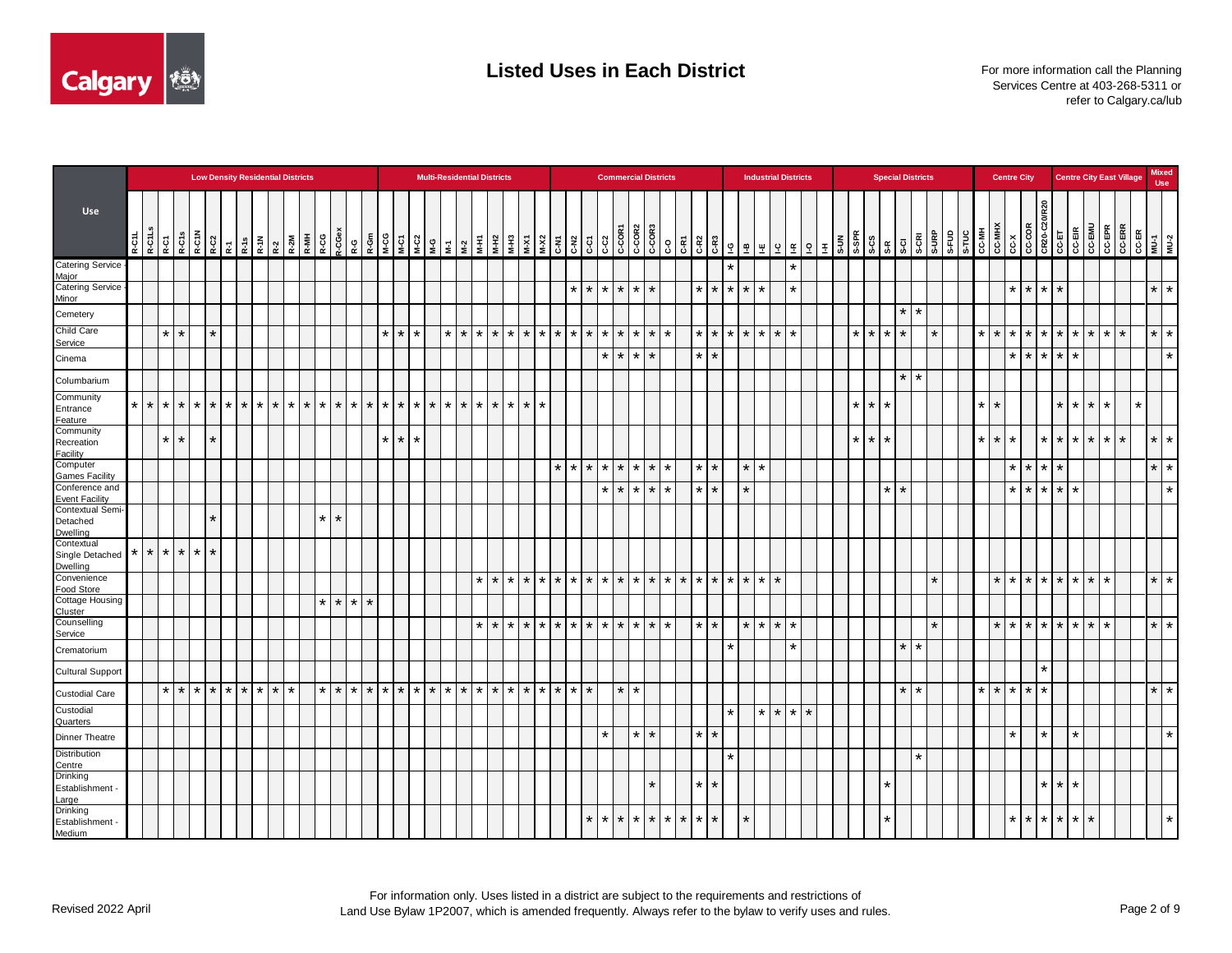# Listed Uses in Each District

For more information call the Planning Services Centre at 403-268-5311 or refer to Calgary.ca/lub

| Use | Low Density Residential Districts | | | | | | | | | | | | | | | | Multi-Residential Districts | | | | | | | | | | | Commercial Districts | | | | | | | | | | | Industrial Districts | | | | | | | Special Districts | | | | | | | | | Centre City | | | | | Centre City East Village | | | | | | Mixed Use | |
|---|---|---|---|---|---|---|---|---|---|---|---|---|---|---|---|---|---|---|---|---|---|---|---|---|---|---|---|---|---|---|---|---|---|---|---|---|---|---|---|---|---|---|---|---|---|---|---|---|---|---|---|---|---|---|---|---|---|---|---|---|---|---|---|---|---|---|---|
| | R-C1L | R-C1Ls | R-C1 | R-C1s | R-C1N | R-C2 | R-1 | R-1s | R-1N | R-2 | R-2M | R-MH | R-CG | R-CGex | R-G | R-Gm | M-CG | M-C1 | M-C2 | M-G | M-1 | M-2 | M-H1 | M-H2 | M-H3 | M-X1 | M-X2 | C-N1 | C-N2 | C-C1 | C-C2 | C-COR1 | C-COR2 | C-COR3 | C-O | C-R1 | C-R2 | C-R3 | I-G | I-B | I-E | I-C | I-R | I-O | I-H | S-UN | S-SPR | S-CS | S-R | S-CI | S-CRI | S-URP | S-FUD | S-TUC | CC-MH | CC-MHX | CC-X | CC-COR | CR20-C20/R20 | CC-ET | CC-EIR | CC-EMU | CC-EPR | CC-ERR | CC-ER | MU-1 | MU-2 |
| Catering Service - Major | | | | | | | | | | | | | | | | | | | | | | | | | | | | | | | | | | | | | | | * | | | | * | | | | | | | | | | | | | | | | | | | | | | | | |
| Catering Service - Minor | | | | | | | | | | | | | | | | | | | | | | | | | | | | | * | * | * | * | * | * | | | * | * | * | * | * | | * | | | | | | | | | | | | | | * | * | * | * | | | | | | * | * |
| Cemetery | | | | | | | | | | | | | | | | | | | | | | | | | | | | | | | | | | | | | | | | | | | | | | | | | | * | * | | | | | | | | | | | | | | | | |
| Child Care Service | | | * | * | | * | | | | | | | | | | | * | * | * | | * | * | * | * | * | * | * | * | * | * | * | * | * | * | * | | * | * | * | * | * | * | * | | | | * | * | * | * | | * | | | * | * | * | * | * | * | * | * | * | * | | * | * |
| Cinema | | | | | | | | | | | | | | | | | | | | | | | | | | | | | | | * | * | * | * | | | * | * | | | | | | | | | | | | | | | | | | | * | * | * | * | * | | | | | | * |
| Columbarium | | | | | | | | | | | | | | | | | | | | | | | | | | | | | | | | | | | | | | | | | | | | | | | | | | * | * | | | | | | | | | | | | | | | | |
| Community Entrance Feature | * | * | * | * | * | * | * | * | * | * | * | * | * | * | * | * | * | * | * | * | * | * | * | * | * | * | * | | | | | | | | | | | | | | | | | | | | * | * | * | | | | | | * | * | | | | * | * | * | * | | * | | |
| Community Recreation Facility | | | * | * | | * | | | | | | | | | | | * | * | * | | | | | | | | | | | | | | | | | | | | | | | | | | | | * | * | * | | | | | | * | * | * | | * | * | * | * | * | * | | * | * |
| Computer Games Facility | | | | | | | | | | | | | | | | | | | | | | | | | | | | * | * | * | * | * | * | * | * | | * | * | | * | * | | | | | | | | | | | | | | | | * | * | * | * | | | | | | * | * |
| Conference and Event Facility | | | | | | | | | | | | | | | | | | | | | | | | | | | | | | | * | * | * | * | * | | * | * | | * | | | | | | | | | * | * | | | | | | | * | * | * | * | * | | | | | | * |
| Contextual Semi-Detached Dwelling | | | | | | * | | | | | | | * | * | | | | | | | | | | | | | | | | | | | | | | | | | | | | | | | | | | | | | | | | | | | | | | | | | | | | | |
| Contextual Single Detached Dwelling | * | * | * | * | * | * | | | | | | | | | | | | | | | | | | | | | | | | | | | | | | | | | | | | | | | | | | | | | | | | | | | | | | | | | | | | | |
| Convenience Food Store | | | | | | | | | | | | | | | | | | | | | | | * | * | * | * | * | * | * | * | * | * | * | * | * | * | * | * | * | * | * | | | | | | | | | | | * | | | | * | * | * | * | * | * | * | * | | | * | * |
| Cottage Housing Cluster | | | | | | | | | | | | | * | * | * | * | | | | | | | | | | | | | | | | | | | | | | | | | | | | | | | | | | | | | | | | | | | | | | | | | | | |
| Counselling Service | | | | | | | | | | | | | | | | | | | | | | | * | * | * | * | * | * | * | * | * | * | * | * | * | | * | * | | * | * | * | * | | | | | | | | | * | | | | * | * | * | * | * | * | * | * | | | * | * |
| Crematorium | | | | | | | | | | | | | | | | | | | | | | | | | | | | | | | | | | | | | | | * | | | | * | | | | | | | * | * | | | | | | | | | | | | | | | | |
| Cultural Support | | | | | | | | | | | | | | | | | | | | | | | | | | | | | | | | | | | | | | | | | | | | | | | | | | | | | | | | | | | * | | | | | | | | |
| Custodial Care | | | * | * | * | * | * | * | * | * | * | | * | * | * | * | * | * | * | * | * | * | * | * | * | * | * | * | * | * | | * | * | | | | | | | | | | | | | | | | | * | * | | | | * | * | * | * | * | | | | | | | * | * |
| Custodial Quarters | | | | | | | | | | | | | | | | | | | | | | | | | | | | | | | | | | | | | | | * | | * | * | * | * | | | | | | | | | | | | | | | | | | | | | | | |
| Dinner Theatre | | | | | | | | | | | | | | | | | | | | | | | | | | | | | | | * | | * | * | | | * | * | | | | | | | | | | | | | | | | | | | * | | * | | * | | | | | | * |
| Distribution Centre | | | | | | | | | | | | | | | | | | | | | | | | | | | | | | | | | | | | | | | * | | | | | | | | | | | | * | | | | | | | | | | | | | | | | |
| Drinking Establishment - Large | | | | | | | | | | | | | | | | | | | | | | | | | | | | | | | | | | * | | | * | * | | | | | | | | | | | * | | | | | | | | | | * | * | * | | | | | | |
| Drinking Establishment - Medium | | | | | | | | | | | | | | | | | | | | | | | | | | | | | | * | * | * | * | * | * | * | * | * | | * | | | | | | | | | * | | | | | | | | * | * | * | * | * | * | | | | | * |

Revised 2022 April

For information only. Uses listed in a district are subject to the requirements and restrictions of Land Use Bylaw 1P2007, which is amended frequently. Always refer to the bylaw to verify uses and rules.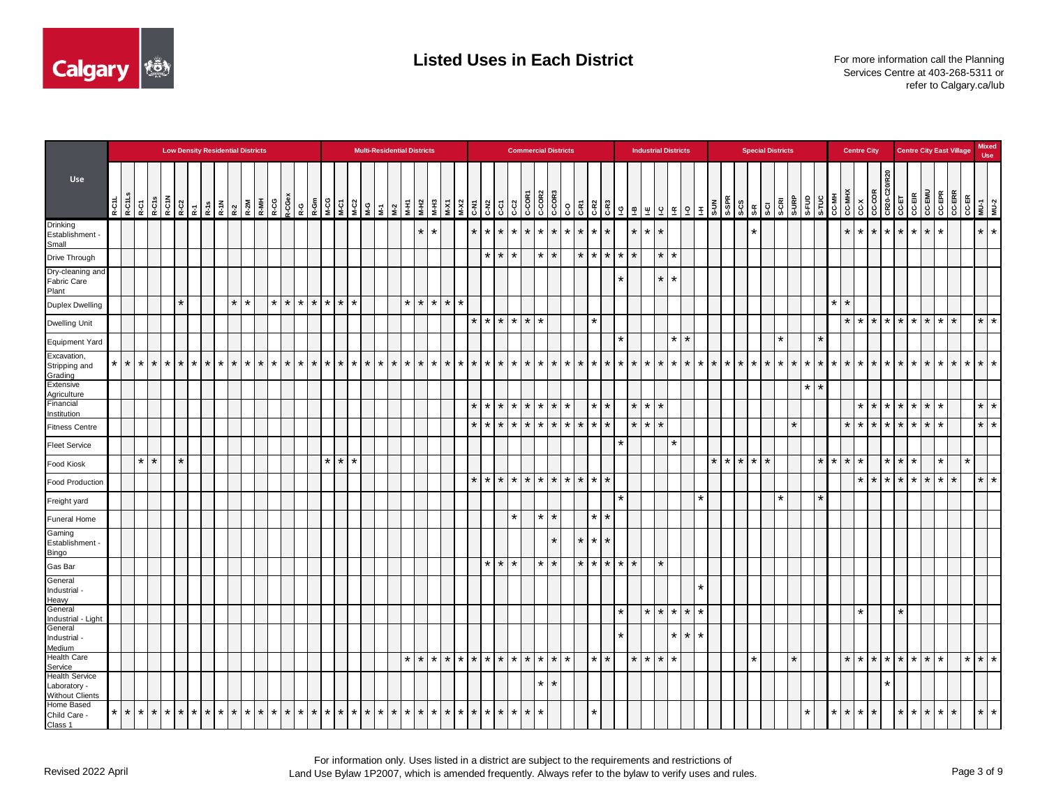# Listed Uses in Each District

For more information call the Planning Services Centre at 403-268-5311 or refer to Calgary.ca/lub

| Use | Low Density Residential Districts | | | | | | | | | | | | | | | | Multi-Residential Districts | | | | | | | | | | | Commercial Districts | | | | | | | | | | | Industrial Districts | | | | | | | Special Districts | | | | | | | | | Centre City | | | | | Centre City East Village | | | | | | Mixed Use | |
|---|---|---|---|---|---|---|---|---|---|---|---|---|---|---|---|---|---|---|---|---|---|---|---|---|---|---|---|---|---|---|---|---|---|---|---|---|---|---|---|---|---|---|---|---|---|---|---|---|---|---|---|---|---|---|---|---|---|---|---|---|---|---|---|---|---|---|---|
| | R-C1L | R-C1Ls | R-C1 | R-C1s | R-C1N | R-C2 | R-1 | R-1s | R-1N | R-2 | R-2M | R-MH | R-CG | R-CGex | R-G | R-Gm | M-CG | M-C1 | M-C2 | M-G | M-1 | M-2 | M-H1 | M-H2 | M-H3 | M-X1 | M-X2 | C-N1 | C-N2 | C-C1 | C-C2 | C-COR1 | C-COR2 | C-COR3 | C-O | C-R1 | C-R2 | C-R3 | I-G | I-B | I-E | I-C | I-R | I-O | I-H | S-UN | S-SPR | S-CS | S-R | S-CI | S-CRI | S-URP | S-FUD | S-TUC | CC-MH | CC-MHX | CC-X | CC-COR | CR20-C20/R20 | CC-ET | CC-EIR | CC-EMU | CC-EPR | CC-ERR | CC-ER | MU-1 | MU-2 |
| Drinking Establishment - Small | | | | | | | | | | | | | | | | | | | | | | | | * | * | | | * | * | * | * | * | * | * | * | * | * | * | | * | * | * | | | | | | | * | | | | | | | * | * | * | * | * | * | * | * | | | * | * |
| Drive Through | | | | | | | | | | | | | | | | | | | | | | | | | | | | | * | * | * | | * | * | | * | * | * | * | * | | * | * | | | | | | | | | | | | | | | | | | | | | | | | |
| Dry-cleaning and Fabric Care Plant | | | | | | | | | | | | | | | | | | | | | | | | | | | | | | | | | | | | | | | * | | | * | * | | | | | | | | | | | | | | | | | | | | | | | | |
| Duplex Dwelling | | | | | | * | | | | * | * | | * | * | * | * | * | * | * | | | | * | * | * | * | * | | | | | | | | | | | | | | | | | | | | | | | | | | | | * | * | | | | | | | | | | | |
| Dwelling Unit | | | | | | | | | | | | | | | | | | | | | | | | | | | | * | * | * | * | * | * | | | | * | | | | | | | | | | | | | | | | | | | * | * | * | * | * | * | * | * | * | | * | * |
| Equipment Yard | | | | | | | | | | | | | | | | | | | | | | | | | | | | | | | | | | | | | | | * | | | | * | * | | | | | | | * | | | * | | | | | | | | | | | | | |
| Excavation, Stripping and Grading | * | * | * | * | * | * | * | * | * | * | * | * | * | * | * | * | * | * | * | * | * | * | * | * | * | * | * | * | * | * | * | * | * | * | * | * | * | * | * | * | * | * | * | * | * | * | * | * | * | * | * | * | * | * | * | * | * | * | * | * | * | * | * | * | * | * | * |
| Extensive Agriculture | | | | | | | | | | | | | | | | | | | | | | | | | | | | | | | | | | | | | | | | | | | | | | | | | | | | | * | * | | | | | | | | | | | | | |
| Financial Institution | | | | | | | | | | | | | | | | | | | | | | | | | | | | * | * | * | * | * | * | * | * | | * | * | | * | * | * | | | | | | | | | | | | | | | * | * | * | * | * | * | * | | | * | * |
| Fitness Centre | | | | | | | | | | | | | | | | | | | | | | | | | | | | * | * | * | * | * | * | * | * | * | * | * | | * | * | * | | | | | | | | | | * | | | | * | * | * | * | * | * | * | * | | | * | * |
| Fleet Service | | | | | | | | | | | | | | | | | | | | | | | | | | | | | | | | | | | | | | | * | | | | * | | | | | | | | | | | | | | | | | | | | | | | | |
| Food Kiosk | | | * | * | | * | | | | | | | | | | | * | * | * | | | | | | | | | | | | | | | | | | | | | | | | | | | * | * | * | * | * | | | | * | * | * | * | | * | * | * | | * | | * | | |
| Food Production | | | | | | | | | | | | | | | | | | | | | | | | | | | | * | * | * | * | * | * | * | * | * | * | * | | | | | | | | | | | | | | | | | | | * | * | * | * | * | * | * | * | | * | * |
| Freight yard | | | | | | | | | | | | | | | | | | | | | | | | | | | | | | | | | | | | | | | * | | | | | | * | | | | | | * | | | * | | | | | | | | | | | | | |
| Funeral Home | | | | | | | | | | | | | | | | | | | | | | | | | | | | | | | * | | * | * | | | * | * | | | | | | | | | | | | | | | | | | | | | | | | | | | | | |
| Gaming Establishment - Bingo | | | | | | | | | | | | | | | | | | | | | | | | | | | | | | | | | | * | | * | * | * | | | | | | | | | | | | | | | | | | | | | | | | | | | | | |
| Gas Bar | | | | | | | | | | | | | | | | | | | | | | | | | | | | | * | * | * | | * | * | | * | * | * | * | * | | * | | | | | | | | | | | | | | | | | | | | | | | | | |
| General Industrial - Heavy | | | | | | | | | | | | | | | | | | | | | | | | | | | | | | | | | | | | | | | | | | | | | * | | | | | | | | | | | | | | | | | | | | | | |
| General Industrial - Light | | | | | | | | | | | | | | | | | | | | | | | | | | | | | | | | | | | | | | | * | | * | * | * | * | * | | | | | | | | | | | | * | | | * | | | | | | | |
| General Industrial - Medium | | | | | | | | | | | | | | | | | | | | | | | | | | | | | | | | | | | | | | | * | | | | * | * | * | | | | | | | | | | | | | | | | | | | | | | |
| Health Care Service | | | | | | | | | | | | | | | | | | | | | | | * | * | * | * | * | * | * | * | * | * | * | * | * | | * | * | | * | * | * | * | | | | | | * | | | * | | | | * | * | * | * | * | * | * | * | | * | * | * |
| Health Service Laboratory - Without Clients | | | | | | | | | | | | | | | | | | | | | | | | | | | | | | | | | * | * | | | | | | | | | | | | | | | | | | | | | | | | | * | | | | | | | | |
| Home Based Child Care - Class 1 | * | * | * | * | * | * | * | * | * | * | * | * | * | * | * | * | * | * | * | * | * | * | * | * | * | * | * | * | * | * | * | * | * | | | | * | | | | | | | | | | | | | | | | * | | * | * | * | * | | * | * | * | * | * | | * | * |

Revised 2022 April

For information only. Uses listed in a district are subject to the requirements and restrictions of Land Use Bylaw 1P2007, which is amended frequently. Always refer to the bylaw to verify uses and rules.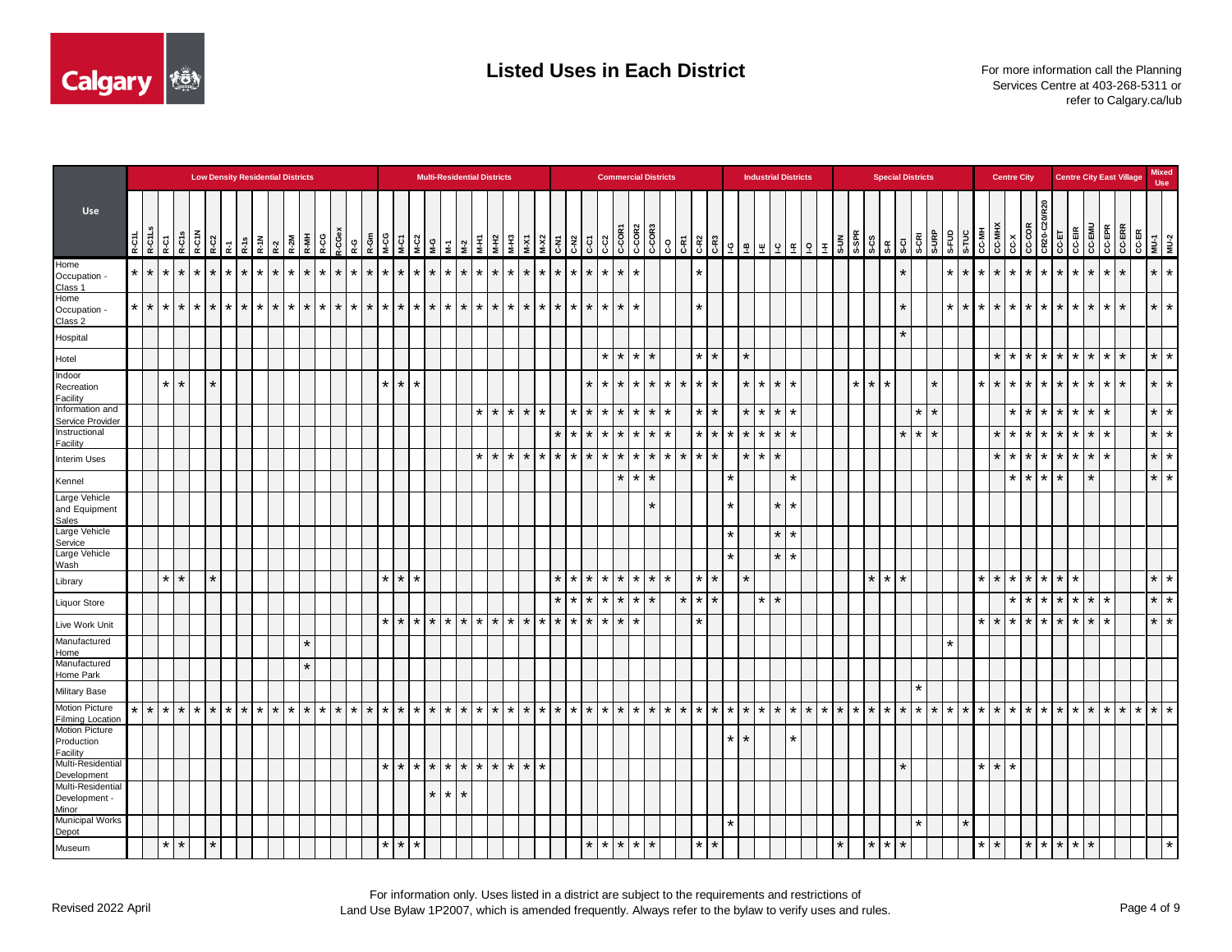# Listed Uses in Each District

For more information call the Planning Services Centre at 403-268-5311 or refer to Calgary.ca/lub

| Use | Low Density Residential Districts | | | | | | | | | | | | | | | | Multi-Residential Districts | | | | | | | | | | | Commercial Districts | | | | | | | | | | | Industrial Districts | | | | | | | Special Districts | | | | | | | | | Centre City | | | | | Centre City East Village | | | | | | Mixed Use | |
|---|---|---|---|---|---|---|---|---|---|---|---|---|---|---|---|---|---|---|---|---|---|---|---|---|---|---|---|---|---|---|---|---|---|---|---|---|---|---|---|---|---|---|---|---|---|---|---|---|---|---|---|---|---|---|---|---|---|---|---|---|---|---|---|---|---|---|---|
| | R-C1L | R-C1Ls | R-C1 | R-C1s | R-C1N | R-C2 | R-1 | R-1s | R-1N | R-2 | R-2M | R-MH | R-CG | R-CGex | R-G | R-Gm | M-CG | M-C1 | M-C2 | M-G | M-1 | M-2 | M-H1 | M-H2 | M-H3 | M-X1 | M-X2 | C-N1 | C-N2 | C-C1 | C-C2 | C-COR1 | C-COR2 | C-COR3 | C-O | C-R1 | C-R2 | C-R3 | I-G | I-B | I-E | I-C | I-R | I-O | I-H | S-UN | S-SPR | S-CS | S-R | S-CI | S-CRI | S-URP | S-FUD | S-TUC | CC-MH | CC-MHX | CC-X | CC-COR | CR20-C20/R20 | CC-ET | CC-EIR | CC-EMU | CC-EPR | CC-ERR | CC-ER | MU-1 | MU-2 |
| Home Occupation - Class 1 | * | * | * | * | * | * | * | * | * | * | * | * | * | * | * | * | * | * | * | * | * | * | * | * | * | * | * | * | * | * | * | * | * | | | | * | | | | | | | | | | | | | * | | | * | * | * | * | * | * | * | * | * | * | * | * | | * | * |
| Home Occupation - Class 2 | * | * | * | * | * | * | * | * | * | * | * | * | * | * | * | * | * | * | * | * | * | * | * | * | * | * | * | * | * | * | * | * | * | | | | * | | | | | | | | | | | | | * | | | * | * | * | * | * | * | * | * | * | * | * | * | | * | * |
| Hospital | | | | | | | | | | | | | | | | | | | | | | | | | | | | | | | | | | | | | | | | | | | | | | | | | | | * | | | | | | | | | | | | | | | | |
| Hotel | | | | | | | | | | | | | | | | | | | | | | | | | | | | | | | * | * | * | * | | | * | * | | * | | | | | | | | | | | | | | | | | * | * | * | * | * | * | * | * | | * | * |
| Indoor Recreation Facility | | | * | * | | * | | | | | | | | | | | * | * | * | | | | | | | | | | | * | * | * | * | * | * | * | * | * | | * | * | * | * | | | | * | * | * | | | * | | | * | * | * | * | * | * | * | * | * | * | | * | * |
| Information and Service Provider | | | | | | | | | | | | | | | | | | | | | | | * | * | * | * | * | | * | * | * | * | * | * | * | | * | * | | * | * | * | * | | | | | | | | * | * | | | | | * | * | * | * | * | * | * | | | * | * |
| Instructional Facility | | | | | | | | | | | | | | | | | | | | | | | | | | | | * | * | * | * | * | * | * | * | | * | * | * | * | * | * | * | | | | | | | * | * | * | | | | * | * | * | * | * | * | * | * | | | * | * |
| Interim Uses | | | | | | | | | | | | | | | | | | | | | | | * | * | * | * | * | * | * | * | * | * | * | * | * | * | * | * | | * | * | * | | | | | | | | | | | | | | * | * | * | * | * | * | * | * | | | * | * |
| Kennel | | | | | | | | | | | | | | | | | | | | | | | | | | | | | | | | * | * | * | | | | | * | | | | * | | | | | | | | | | | | | | * | * | * | * | | * | | | | * | * |
| Large Vehicle and Equipment Sales | | | | | | | | | | | | | | | | | | | | | | | | | | | | | | | | | | * | | | | | * | | | * | * | | | | | | | | | | | | | | | | | | | | | | | | |
| Large Vehicle Service | | | | | | | | | | | | | | | | | | | | | | | | | | | | | | | | | | | | | | | * | | | * | * | | | | | | | | | | | | | | | | | | | | | | | | |
| Large Vehicle Wash | | | | | | | | | | | | | | | | | | | | | | | | | | | | | | | | | | | | | | | * | | | * | * | | | | | | | | | | | | | | | | | | | | | | | | |
| Library | | | * | * | | * | | | | | | | | | | | * | * | * | | | | | | | | | * | * | * | * | * | * | * | * | | * | * | | * | | | | | | | | * | * | * | | | | | * | * | * | * | * | * | * | | | | | * | * |
| Liquor Store | | | | | | | | | | | | | | | | | | | | | | | | | | | | * | * | * | * | * | * | * | | * | * | * | | | * | * | | | | | | | | | | | | | | | * | * | * | * | * | * | * | | | * | * |
| Live Work Unit | | | | | | | | | | | | | | | | | * | * | * | * | * | * | * | * | * | * | * | * | * | * | * | * | * | | | | * | | | | | | | | | | | | | | | | | | * | * | * | * | * | * | * | * | * | | | * | * |
| Manufactured Home | | | | | | | | | | | | * | | | | | | | | | | | | | | | | | | | | | | | | | | | | | | | | | | | | | | | | | * | | | | | | | | | | | | | | |
| Manufactured Home Park | | | | | | | | | | | | * | | | | | | | | | | | | | | | | | | | | | | | | | | | | | | | | | | | | | | | | | | | | | | | | | | | | | | | |
| Military Base | | | | | | | | | | | | | | | | | | | | | | | | | | | | | | | | | | | | | | | | | | | | | | | | | | | * | | | | | | | | | | | | | | | | |
| Motion Picture Filming Location | * | * | * | * | * | * | * | * | * | * | * | * | * | * | * | * | * | * | * | * | * | * | * | * | * | * | * | * | * | * | * | * | * | * | * | * | * | * | * | * | * | * | * | * | * | * | * | * | * | * | * | * | * | * | * | * | * | * | * | * | * | * | * | * | * | * | * |
| Motion Picture Production Facility | | | | | | | | | | | | | | | | | | | | | | | | | | | | | | | | | | | | | | | * | * | | | * | | | | | | | | | | | | | | | | | | | | | | | | |
| Multi-Residential Development | | | | | | | | | | | | | | | | | * | * | * | * | * | * | * | * | * | * | * | | | | | | | | | | | | | | | | | | | | | | | * | | | | | * | * | * | | | | | | | | | | |
| Multi-Residential Development - Minor | | | | | | | | | | | | | | | | | | | | * | * | * | | | | | | | | | | | | | | | | | | | | | | | | | | | | | | | | | | | | | | | | | | | | | |
| Municipal Works Depot | | | | | | | | | | | | | | | | | | | | | | | | | | | | | | | | | | | | | | | * | | | | | | | | | | | | * | | | * | | | | | | | | | | | | | |
| Museum | | | * | * | | * | | | | | | | | | | | * | * | * | | | | | | | | | | | * | * | * | * | * | | | * | * | | | | | | | | * | | * | * | * | | | | | * | * | | * | * | * | * | * | | | | | * |

Revised 2022 April

For information only. Uses listed in a district are subject to the requirements and restrictions of Land Use Bylaw 1P2007, which is amended frequently. Always refer to the bylaw to verify uses and rules.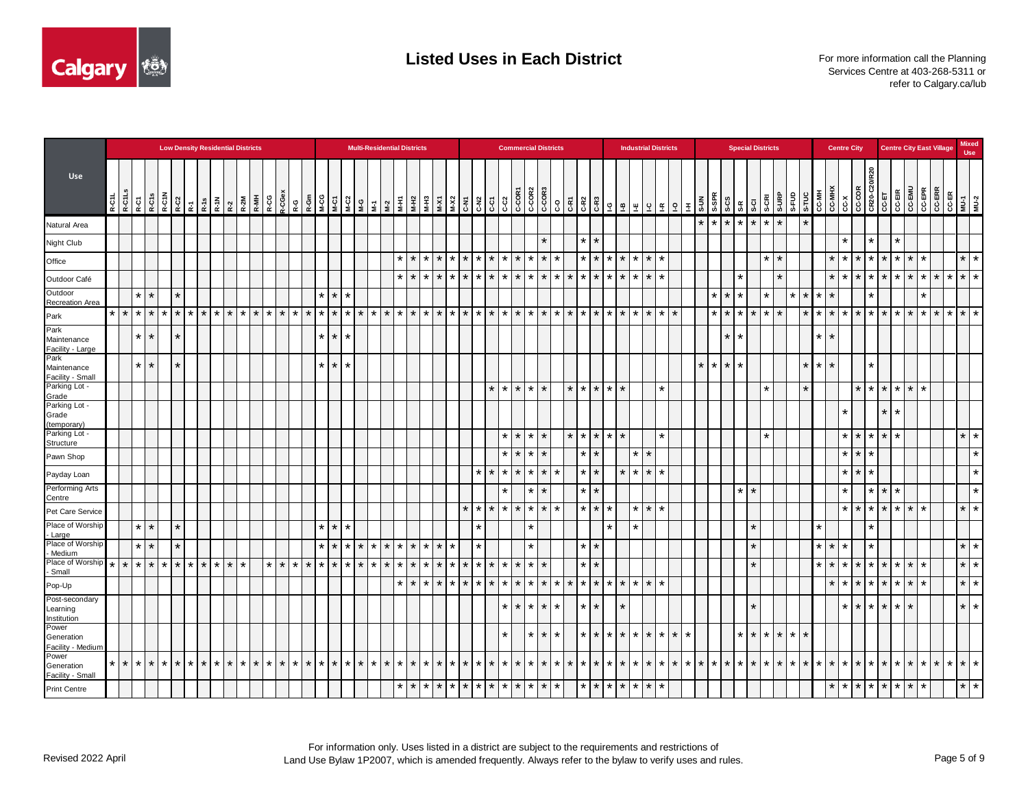# Listed Uses in Each District

For more information call the Planning Services Centre at 403-268-5311 or refer to Calgary.ca/lub

| Use | Low Density Residential Districts | | | | | | | | | | | | | | | | Multi-Residential Districts | | | | | | | | | | | Commercial Districts | | | | | | | | | | | Industrial Districts | | | | | | | Special Districts | | | | | | | | | Centre City | | | | | Centre City East Village | | | | | | Mixed Use | |
|---|---|---|---|---|---|---|---|---|---|---|---|---|---|---|---|---|---|---|---|---|---|---|---|---|---|---|---|---|---|---|---|---|---|---|---|---|---|---|---|---|---|---|---|---|---|---|---|---|---|---|---|---|---|---|---|---|---|---|---|---|---|---|---|---|---|---|---|
| | R-C1L | R-C1Ls | R-C1 | R-C1s | R-C1N | R-C2 | R-1 | R-1s | R-1N | R-2 | R-2M | R-MH | R-CG | R-CGex | R-G | R-Gm | M-CG | M-C1 | M-C2 | M-G | M-1 | M-2 | M-H1 | M-H2 | M-H3 | M-X1 | M-X2 | C-N1 | C-N2 | C-C1 | C-C2 | C-COR1 | C-COR2 | C-COR3 | C-O | C-R1 | C-R2 | C-R3 | I-G | I-B | I-E | I-C | I-R | I-O | I-H | S-UN | S-SPR | S-CS | S-R | S-CI | S-CRI | S-URP | S-FUD | S-TUC | CC-MH | CC-MHX | CC-X | CC-COR | CR20-C20/R20 | CC-ET | CC-EIR | CC-EMU | CC-EPR | CC-ERR | CC-ER | MU-1 | MU-2 |
| Natural Area | | | | | | | | | | | | | | | | | | | | | | | | | | | | | | | | | | | | | | | | | | | | | | * | * | * | * | * | * | * | | * | | | | | | | | | | | | | |
| Night Club | | | | | | | | | | | | | | | | | | | | | | | | | | | | | | | | | | * | | | * | * | | | | | | | | | | | | | | | | | | | * | | * | | * | | | | | | |
| Office | | | | | | | | | | | | | | | | | | | | | | | * | * | * | * | * | * | * | * | * | * | * | * | * | | * | * | * | * | * | * | * | | | | | | | | * | * | | | | * | * | * | * | * | * | * | * | | | * | * |
| Outdoor Café | | | | | | | | | | | | | | | | | | | | | | | * | * | * | * | * | * | * | * | * | * | * | * | * | * | * | * | * | * | * | * | * | | | | | | * | | | * | | | | * | * | * | * | * | * | * | * | * | * | * | * |
| Outdoor Recreation Area | | | * | * | | * | | | | | | | | | | | * | * | * | | | | | | | | | | | | | | | | | | | | | | | | | | | | * | * | * | | * | | * | * | * | * | | | * | | | | * | | | | |
| Park | * | * | * | * | * | * | * | * | * | * | * | * | * | * | * | * | * | * | * | * | * | * | * | * | * | * | * | * | * | * | * | * | * | * | * | * | * | * | * | * | * | * | * | * | | | * | * | * | * | * | * | | * | * | * | * | * | * | * | * | * | * | * | * | * | * |
| Park Maintenance Facility - Large | | | * | * | | * | | | | | | | | | | | * | * | * | | | | | | | | | | | | | | | | | | | | | | | | | | | | | * | * | | | | | | * | * | | | | | | | | | | | |
| Park Maintenance Facility - Small | | | * | * | | * | | | | | | | | | | | * | * | * | | | | | | | | | | | | | | | | | | | | | | | | | | | * | * | * | * | | | | | * | * | * | | | * | | | | | | | | |
| Parking Lot - Grade | | | | | | | | | | | | | | | | | | | | | | | | | | | | | | * | * | * | * | * | | * | * | * | * | * | | | * | | | | | | | | * | | | * | | | | * | * | * | * | * | * | | | | |
| Parking Lot - Grade (temporary) | | | | | | | | | | | | | | | | | | | | | | | | | | | | | | | | | | | | | | | | | | | | | | | | | | | | | | | | | * | | | * | * | | | | | | |
| Parking Lot - Structure | | | | | | | | | | | | | | | | | | | | | | | | | | | | | | | * | * | * | * | | * | * | * | * | * | | | * | | | | | | | | * | | | | | | * | * | * | * | * | | | | | * | * |
| Pawn Shop | | | | | | | | | | | | | | | | | | | | | | | | | | | | | | | * | * | * | * | | | * | * | | | * | * | | | | | | | | | | | | | | | * | * | * | | | | | | | | * |
| Payday Loan | | | | | | | | | | | | | | | | | | | | | | | | | | | | | * | * | * | * | * | * | * | | * | * | | * | * | * | * | | | | | | | | | | | | | | * | * | * | | | | | | | | * |
| Performing Arts Centre | | | | | | | | | | | | | | | | | | | | | | | | | | | | | | | * | | * | * | | | * | * | | | | | | | | | | | * | * | | | | | | | * | | * | * | * | | | | | | * |
| Pet Care Service | | | | | | | | | | | | | | | | | | | | | | | | | | | | * | * | * | * | * | * | * | * | | * | * | * | | * | * | * | | | | | | | | | | | | | | * | * | * | * | * | * | * | | | * | * |
| Place of Worship - Large | | | * | * | | * | | | | | | | | | | | * | * | * | | | | | | | | | | * | | | | * | | | | | | * | | * | | | | | | | | | * | | | | | * | | | | * | | | | | | | | |
| Place of Worship - Medium | | | * | * | | * | | | | | | | | | | | * | * | * | * | * | * | * | * | * | * | * | | * | | | | * | | | | * | * | | | | | | | | | | | | * | | | | | * | * | * | | * | | | | | | | * | * |
| Place of Worship - Small | * | * | * | * | * | * | * | * | * | * | * | | * | * | * | * | * | * | * | * | * | * | * | * | * | * | * | * | * | * | * | * | * | * | | | * | * | | | | | | | | | | | | * | | | | | * | * | * | * | * | * | * | * | * | | | * | * |
| Pop-Up | | | | | | | | | | | | | | | | | | | | | | | * | * | * | * | * | * | * | * | * | * | * | * | * | * | * | * | * | * | * | * | * | | | | | | | | | | | | | * | * | * | * | * | * | * | * | | | * | * |
| Post-secondary Learning Institution | | | | | | | | | | | | | | | | | | | | | | | | | | | | | | | * | * | * | * | * | | * | * | | * | | | | | | | | | | * | | | | | | | * | * | * | * | * | * | | | | * | * |
| Power Generation Facility - Medium | | | | | | | | | | | | | | | | | | | | | | | | | | | | | | | * | | * | * | * | | * | * | * | * | * | * | * | * | * | | | | * | * | * | * | * | * | | | | | | | | | | | | | |
| Power Generation Facility - Small | * | * | * | * | * | * | * | * | * | * | * | * | * | * | * | * | * | * | * | * | * | * | * | * | * | * | * | * | * | * | * | * | * | * | * | * | * | * | * | * | * | * | * | * | * | * | * | * | * | * | * | * | * | * | * | * | * | * | * | * | * | * | * | * | * | * | * |
| Print Centre | | | | | | | | | | | | | | | | | | | | | | | * | * | * | * | * | * | * | * | * | * | * | * | * | | * | * | * | * | * | * | * | | | | | | | | | | | | | * | * | * | * | * | * | * | * | | | * | * |

Revised 2022 April

For information only. Uses listed in a district are subject to the requirements and restrictions of Land Use Bylaw 1P2007, which is amended frequently. Always refer to the bylaw to verify uses and rules.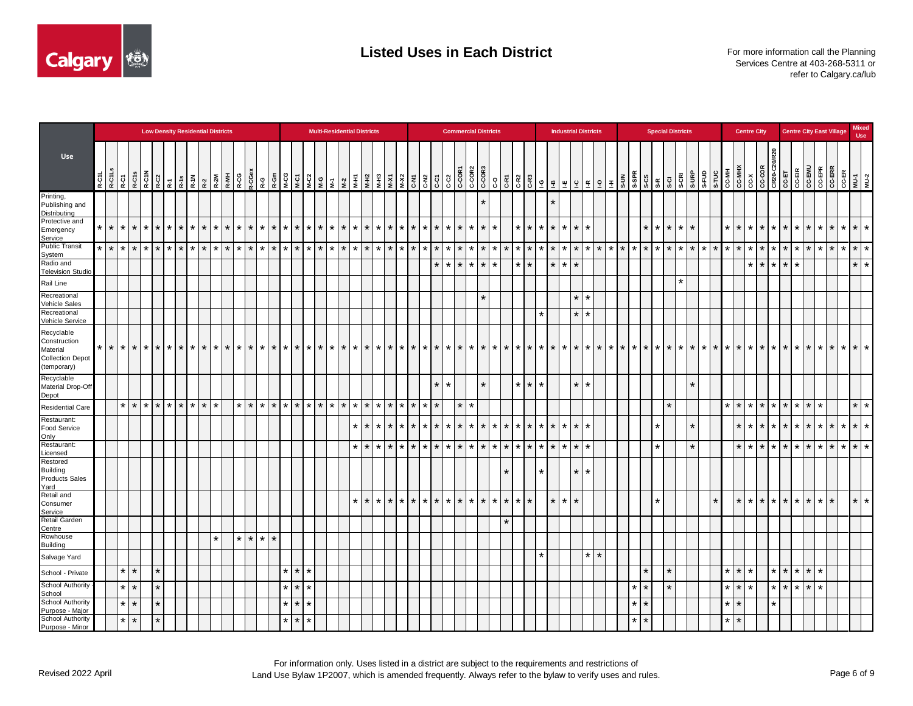# Listed Uses in Each District

For more information call the Planning Services Centre at 403-268-5311 or refer to Calgary.ca/lub

| Use | Low Density Residential Districts | | | | | | | | | | | | | | | | Multi-Residential Districts | | | | | | | | | | | Commercial Districts | | | | | | | | | | | Industrial Districts | | | | | | | Special Districts | | | | | | | | | Centre City | | | | | Centre City East Village | | | | | | Mixed Use | |
|---|---|---|---|---|---|---|---|---|---|---|---|---|---|---|---|---|---|---|---|---|---|---|---|---|---|---|---|---|---|---|---|---|---|---|---|---|---|---|---|---|---|---|---|---|---|---|---|---|---|---|---|---|---|---|---|---|---|---|---|---|---|---|---|---|---|---|---|
| | R-C1L | R-C1Ls | R-C1 | R-C1s | R-C1N | R-C2 | R-1 | R-1s | R-1N | R-2 | R-2M | R-MH | R-CG | R-CGex | R-G | R-Gm | M-CG | M-C1 | M-C2 | M-G | M-1 | M-2 | M-H1 | M-H2 | M-H3 | M-X1 | M-X2 | C-N1 | C-N2 | C-C1 | C-C2 | C-COR1 | C-COR2 | C-COR3 | C-O | C-R1 | C-R2 | C-R3 | I-G | I-B | I-E | I-C | I-R | I-O | I-H | S-UN | S-SPR | S-CS | S-R | S-CI | S-CRI | S-URP | S-FUD | S-TUC | CC-MH | CC-MHX | CC-X | CC-COR | CR20-C20/R20 | CC-ET | CC-EIR | CC-EMU | CC-EPR | CC-ERR | CC-ER | MU-1 | MU-2 |
| Printing, Publishing and Distributing | | | | | | | | | | | | | | | | | | | | | | | | | | | | | | | | | | * | | | | | | * | | | | | | | | | | | | | | | | | | | | | | | | | | | |
| Protective and Emergency Service | * | * | * | * | * | * | * | * | * | * | * | * | * | * | * | * | * | * | * | * | * | * | * | * | * | * | * | * | * | * | * | * | * | * | * | | * | * | * | * | * | * | * | | | | | * | * | * | * | * | | | * | * | * | * | * | * | * | * | * | * | * | * | * |
| Public Transit System | * | * | * | * | * | * | * | * | * | * | * | * | * | * | * | * | * | * | * | * | * | * | * | * | * | * | * | * | * | * | * | * | * | * | * | * | * | * | * | * | * | * | * | * | * | * | * | * | * | * | * | * | * | * | * | * | * | * | * | * | * | * | * | * | * | * | * |
| Radio and Television Studio | | | | | | | | | | | | | | | | | | | | | | | | | | | | | | * | * | * | * | * | * | | * | * | | * | * | * | | | | | | | | | | | | | | | * | * | * | * | * | | | | | * | * |
| Rail Line | | | | | | | | | | | | | | | | | | | | | | | | | | | | | | | | | | | | | | | | | | | | | | | | | | | * | | | | | | | | | | | | | | | | |
| Recreational Vehicle Sales | | | | | | | | | | | | | | | | | | | | | | | | | | | | | | | | | | * | | | | | | | | * | * | | | | | | | | | | | | | | | | | | | | | | | | |
| Recreational Vehicle Service | | | | | | | | | | | | | | | | | | | | | | | | | | | | | | | | | | | | | | | * | | | * | * | | | | | | | | | | | | | | | | | | | | | | | | |
| Recyclable Construction Material Collection Depot (temporary) | * | * | * | * | * | * | * | * | * | * | * | * | * | * | * | * | * | * | * | * | * | * | * | * | * | * | * | * | * | * | * | * | * | * | * | * | * | * | * | * | * | * | * | * | * | * | * | * | * | * | * | * | * | * | * | * | * | * | * | * | * | * | * | * | * | * | * |
| Recyclable Material Drop-Off Depot | | | | | | | | | | | | | | | | | | | | | | | | | | | | | | * | * | | | * | | | * | * | * | | | * | * | | | | | | | | | * | | | | | | | | | | | | | | | |
| Residential Care | | | * | * | * | * | * | * | * | * | * | | * | * | * | * | * | * | * | * | * | * | * | * | * | * | * | * | * | * | | * | * | | | | | | | | | | | | | | | | | * | | | | | * | * | * | * | * | * | * | * | * | | | * | * |
| Restaurant: Food Service Only | | | | | | | | | | | | | | | | | | | | | | | * | * | * | * | * | * | * | * | * | * | * | * | * | * | * | * | * | * | * | * | * | | | | | | * | | | * | | | | * | * | * | * | * | * | * | * | * | * | * | * |
| Restaurant: Licensed | | | | | | | | | | | | | | | | | | | | | | | * | * | * | * | * | * | * | * | * | * | * | * | * | * | * | * | * | * | * | * | * | | | | | | * | | | * | | | | * | * | * | * | * | * | * | * | * | * | * | * |
| Restored Building Products Sales Yard | | | | | | | | | | | | | | | | | | | | | | | | | | | | | | | | | | | | * | | | * | | | * | * | | | | | | | | | | | | | | | | | | | | | | | | |
| Retail and Consumer Service | | | | | | | | | | | | | | | | | | | | | | | * | * | * | * | * | * | * | * | * | * | * | * | * | * | * | * | | * | * | * | | | | | | | * | | | | | * | | * | * | * | * | * | * | * | * | * | | * | * |
| Retail Garden Centre | | | | | | | | | | | | | | | | | | | | | | | | | | | | | | | | | | | | * | | | | | | | | | | | | | | | | | | | | | | | | | | | | | | | |
| Rowhouse Building | | | | | | | | | | | * | | * | * | * | * | | | | | | | | | | | | | | | | | | | | | | | | | | | | | | | | | | | | | | | | | | | | | | | | | | | | |
| Salvage Yard | | | | | | | | | | | | | | | | | | | | | | | | | | | | | | | | | | | | | | | * | | | | * | * | | | | | | | | | | | | | | | | | | | | | | | |
| School - Private | | | * | * | | * | | | | | | | | | | | * | * | * | | | | | | | | | | | | | | | | | | | | | | | | | | | | | * | | * | | | | | * | * | * | | * | * | * | * | * | | | | |
| School Authority School | | | * | * | | * | | | | | | | | | | | * | * | * | | | | | | | | | | | | | | | | | | | | | | | | | | | | * | * | | * | | | | | * | * | * | | * | * | * | * | * | | | | |
| School Authority Purpose - Major | | | * | * | | * | | | | | | | | | | | * | * | * | | | | | | | | | | | | | | | | | | | | | | | | | | | | * | * | | | | | | | * | * | | | * | | | | | | | | |
| School Authority Purpose - Minor | | | * | * | | * | | | | | | | | | | | * | * | * | | | | | | | | | | | | | | | | | | | | | | | | | | | | * | * | | | | | | | * | * | | | | | | | | | | | |

Revised 2022 April

For information only. Uses listed in a district are subject to the requirements and restrictions of Land Use Bylaw 1P2007, which is amended frequently. Always refer to the bylaw to verify uses and rules.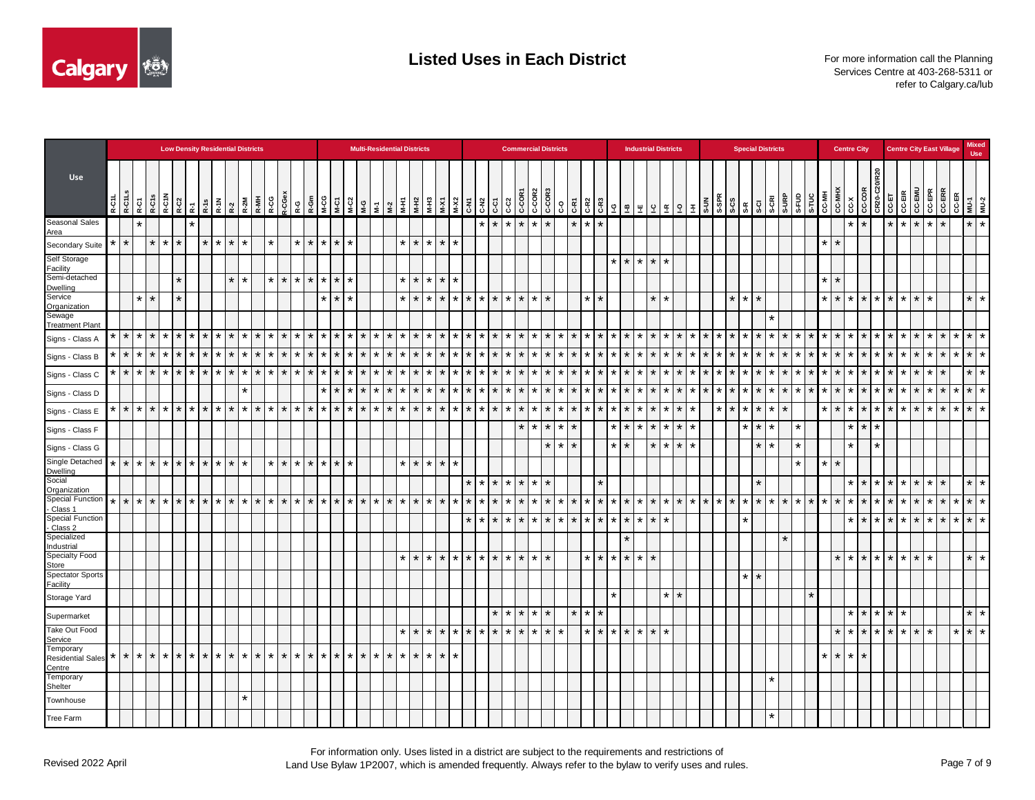# Listed Uses in Each District

For more information call the Planning Services Centre at 403-268-5311 or refer to Calgary.ca/lub

| Use | Low Density Residential Districts | | | | | | | | | | | | | | | | Multi-Residential Districts | | | | | | | | | | | Commercial Districts | | | | | | | | | | | Industrial Districts | | | | | | | Special Districts | | | | | | | | | Centre City | | | | | Centre City East Village | | | | | | Mixed Use | |
|---|---|---|---|---|---|---|---|---|---|---|---|---|---|---|---|---|---|---|---|---|---|---|---|---|---|---|---|---|---|---|---|---|---|---|---|---|---|---|---|---|---|---|---|---|---|---|---|---|---|---|---|---|---|---|---|---|---|---|---|---|---|---|---|---|---|---|---|
| | R-C1L | R-C1Ls | R-C1 | R-C1s | R-C1N | R-C2 | R-1 | R-1s | R-1N | R-2 | R-2M | R-MH | R-CG | R-CGex | R-G | R-Gm | M-CG | M-C1 | M-C2 | M-G | M-1 | M-2 | M-H1 | M-H2 | M-H3 | M-X1 | M-X2 | C-N1 | C-N2 | C-C1 | C-C2 | C-COR1 | C-COR2 | C-COR3 | C-O | C-R1 | C-R2 | C-R3 | I-G | I-B | I-E | I-C | I-R | I-O | I-H | S-UN | S-SPR | S-CS | S-R | S-CI | S-CRI | S-URP | S-FUD | S-TUC | CC-MH | CC-MHX | CC-X | CC-COR | CR20-C20/R20 | CC-ET | CC-EIR | CC-EMU | CC-EPR | CC-ERR | CC-ER | MU-1 | MU-2 |
| Seasonal Sales Area | | | * | | | | * | | | | | | | | | | | | | | | | | | | | | | * | * | * | * | * | * | | * | * | * | | | | | | | | | | | | | | | | | | | * | * | | * | * | * | * | * | | * | * |
| Secondary Suite | * | * | | * | * | * | | * | * | * | * | | * | | * | * | * | * | * | | | | * | * | * | * | * | | | | | | | | | | | | | | | | | | | | | | | | | | | | * | * | | | | | | | | | | | |
| Self Storage Facility | | | | | | | | | | | | | | | | | | | | | | | | | | | | | | | | | | | | | | | * | * | * | * | * | | | | | | | | | | | | | | | | | | | | | | | | |
| Semi-detached Dwelling | | | | | | * | | | | * | * | | * | * | * | * | * | * | * | | | | * | * | * | * | * | | | | | | | | | | | | | | | | | | | | | | | | | | | | * | * | | | | | | | | | | | |
| Service Organization | | | * | * | | * | | | | | | | | | | | * | * | * | | | | * | * | * | * | * | * | * | * | * | * | * | * | | | * | * | | | | * | * | | | | | * | * | * | | | | | * | * | * | * | * | * | * | * | * | | | * | * |
| Sewage Treatment Plant | | | | | | | | | | | | | | | | | | | | | | | | | | | | | | | | | | | | | | | | | | | | | | | | | | | * | | | | | | | | | | | | | | | | |
| Signs - Class A | * | * | * | * | * | * | * | * | * | * | * | * | * | * | * | * | * | * | * | * | * | * | * | * | * | * | * | * | * | * | * | * | * | * | * | * | * | * | * | * | * | * | * | * | * | * | * | * | * | * | * | * | * | * | * | * | * | * | * | * | * | * | * | * | * | * | * |
| Signs - Class B | * | * | * | * | * | * | * | * | * | * | * | * | * | * | * | * | * | * | * | * | * | * | * | * | * | * | * | * | * | * | * | * | * | * | * | * | * | * | * | * | * | * | * | * | * | * | * | * | * | * | * | * | * | * | * | * | * | * | * | * | * | * | * | * | * | * | * |
| Signs - Class C | * | * | * | * | * | * | * | * | * | * | * | * | * | * | * | * | * | * | * | * | * | * | * | * | * | * | * | * | * | * | * | * | * | * | * | * | * | * | * | * | * | * | * | * | * | * | * | * | * | * | * | * | * | * | * | * | * | * | * | * | * | * | * | * | | * | * |
| Signs - Class D | | | | | | | | | | | * | | | | | | * | * | * | * | * | * | * | * | * | * | * | * | * | * | * | * | * | * | * | * | * | * | * | * | * | * | * | * | * | * | * | * | * | * | * | * | * | * | * | * | * | * | * | * | * | * | * | * | * | * | * |
| Signs - Class E | * | * | * | * | * | * | * | * | * | * | * | * | * | * | * | * | * | * | * | * | * | * | * | * | * | * | * | * | * | * | * | * | * | * | * | * | * | * | * | * | * | * | * | * | * | | * | * | * | * | * | * | | | * | * | * | * | * | * | * | * | * | * | * | * | * |
| Signs - Class F | | | | | | | | | | | | | | | | | | | | | | | | | | | | | | | | * | * | * | * | * | | | * | * | * | * | * | * | * | | | | * | * | * | | * | | | | * | * | * | | | | | | | | |
| Signs - Class G | | | | | | | | | | | | | | | | | | | | | | | | | | | | | | | | | | * | * | * | | | * | * | | * | * | * | * | | | | | * | * | | * | | | | * | | * | | | | | | | | |
| Single Detached Dwelling | * | * | * | * | * | * | * | * | * | * | * | | * | * | * | * | * | * | * | | | | * | * | * | * | * | | | | | | | | | | | | | | | | | | | | | | | | | | * | | * | * | | | | | | | | | | | |
| Social Organization | | | | | | | | | | | | | | | | | | | | | | | | | | | | * | * | * | * | * | * | * | | | | * | | | | | | | | | | | | * | | | | | | | * | * | * | * | * | * | * | * | | * | * |
| Special Function - Class 1 | * | * | * | * | * | * | * | * | * | * | * | * | * | * | * | * | * | * | * | * | * | * | * | * | * | * | * | * | * | * | * | * | * | * | * | * | * | * | * | * | * | * | * | * | * | * | * | * | * | * | * | * | * | * | * | * | * | * | * | * | * | * | * | * | * | * | * |
| Special Function - Class 2 | | | | | | | | | | | | | | | | | | | | | | | | | | | | * | * | * | * | * | * | * | * | * | * | * | * | * | * | * | * | | | | | | * | | | | | | | | * | * | * | * | * | * | * | * | * | * | * |
| Specialized Industrial | | | | | | | | | | | | | | | | | | | | | | | | | | | | | | | | | | | | | | | | * | | | | | | | | | | | | * | | | | | | | | | | | | | | | |
| Specialty Food Store | | | | | | | | | | | | | | | | | | | | | | | * | * | * | * | * | * | * | * | * | * | * | * | | | * | * | * | * | * | * | | | | | | | | | | | | | | * | * | * | * | * | * | * | * | | | * | * |
| Spectator Sports Facility | | | | | | | | | | | | | | | | | | | | | | | | | | | | | | | | | | | | | | | | | | | | | | | | | * | * | | | | | | | | | | | | | | | | | |
| Storage Yard | | | | | | | | | | | | | | | | | | | | | | | | | | | | | | | | | | | | | | | * | | | | * | * | | | | | | | | | | * | | | | | | | | | | | | | |
| Supermarket | | | | | | | | | | | | | | | | | | | | | | | | | | | | | | * | * | * | * | * | | * | * | * | | | | | | | | | | | | | | | | | | | * | * | * | * | * | | | | | * | * |
| Take Out Food Service | | | | | | | | | | | | | | | | | | | | | | | * | * | * | * | * | * | * | * | * | * | * | * | * | | * | * | * | * | * | * | | | | | | | | | | | | | | * | * | * | * | * | * | * | * | | * | * | * |
| Temporary Residential Sales Centre | * | * | * | * | * | * | * | * | * | * | * | * | * | * | * | * | * | * | * | * | * | * | * | * | * | * | * | | | | | | | | | | | | | | | | | | | | | | | | | | | | * | * | * | * | | | | | | | | | |
| Temporary Shelter | | | | | | | | | | | | | | | | | | | | | | | | | | | | | | | | | | | | | | | | | | | | | | | | | | | * | | | | | | | | | | | | | | | | |
| Townhouse | | | | | | | | | | | * | | | | | | | | | | | | | | | | | | | | | | | | | | | | | | | | | | | | | | | | | | | | | | | | | | | | | | | | |
| Tree Farm | | | | | | | | | | | | | | | | | | | | | | | | | | | | | | | | | | | | | | | | | | | | | | | | | | | * | | | | | | | | | | | | | | | | |

Revised 2022 April

For information only. Uses listed in a district are subject to the requirements and restrictions of Land Use Bylaw 1P2007, which is amended frequently. Always refer to the bylaw to verify uses and rules.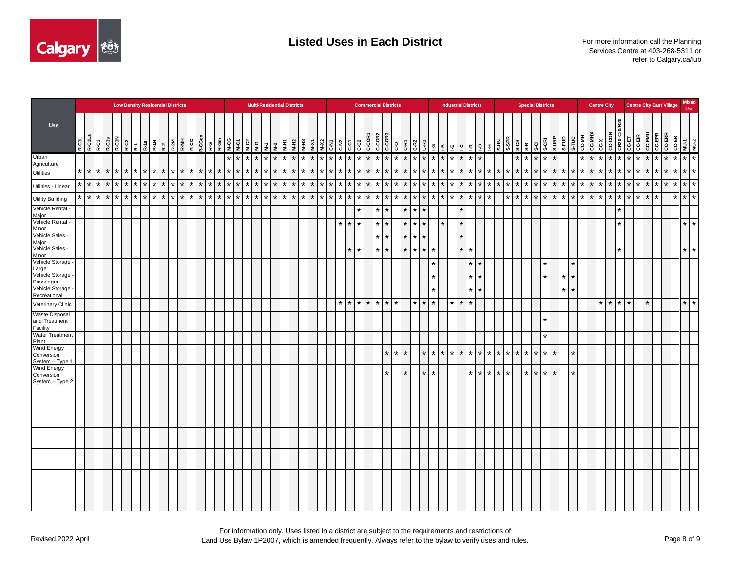# Listed Uses in Each District

For more information call the Planning Services Centre at 403-268-5311 or refer to Calgary.ca/lub

| Use | Low Density Residential Districts | | | | | | | | | | | | | | | | Multi-Residential Districts | | | | | | | | | | | Commercial Districts | | | | | | | | | | | Industrial Districts | | | | | | | Special Districts | | | | | | | | | Centre City | | | | | Centre City East Village | | | | | | Mixed Use | |
|---|---|---|---|---|---|---|---|---|---|---|---|---|---|---|---|---|---|---|---|---|---|---|---|---|---|---|---|---|---|---|---|---|---|---|---|---|---|---|---|---|---|---|---|---|---|---|---|---|---|---|---|---|---|---|---|---|---|---|---|---|---|---|---|---|---|---|---|
| | R-C1L | R-C1Ls | R-C1 | R-C1s | R-C1N | R-C2 | R-1 | R-1s | R-1N | R-2 | R-2M | R-MH | R-CG | R-CGex | R-G | R-Gm | M-CG | M-C1 | M-C2 | M-G | M-1 | M-2 | M-H1 | M-H2 | M-H3 | M-X1 | M-X2 | C-N1 | C-N2 | C-C1 | C-C2 | C-COR1 | C-COR2 | C-COR3 | C-O | C-R1 | C-R2 | C-R3 | I-G | I-B | I-E | I-C | I-R | I-O | I-H | S-UN | S-SPR | S-CS | S-R | S-CI | S-CRI | S-URP | S-FUD | S-TUC | CC-MH | CC-MHX | CC-X | CC-COR | CR20-C20/R20 | CC-ET | CC-EIR | CC-EMU | CC-EPR | CC-ERR | CC-ER | MU-1 | MU-2 |
| Urban Agriculture | | | | | | | | | | | | | | | | | * | * | * | * | * | * | * | * | * | * | * | * | * | * | * | * | * | * | * | * | * | * | * | * | * | * | * | * | | | | * | * | * | * | * | | | * | * | * | * | * | * | * | * | * | * | * | * | * |
| Utilities | * | * | * | * | * | * | * | * | * | * | * | * | * | * | * | * | * | * | * | * | * | * | * | * | * | * | * | * | * | * | * | * | * | * | * | * | * | * | * | * | * | * | * | * | * | * | * | * | * | * | * | * | * | * | * | * | * | * | * | * | * | * | * | * | * | * | * |
| Utilities - Linear | * | * | * | * | * | * | * | * | * | * | * | * | * | * | * | * | * | * | * | * | * | * | * | * | * | * | * | * | * | * | * | * | * | * | * | * | * | * | * | * | * | * | * | * | * | * | * | * | * | * | * | * | * | * | * | * | * | * | * | * | * | * | * | * | * | * | * |
| Utility Building | * | * | * | * | * | * | * | * | * | * | * | * | * | * | * | * | * | * | * | * | * | * | * | * | * | * | * | * | * | * | * | * | * | * | * | * | * | * | * | * | * | * | * | * | * | | * | * | * | * | * | * | * | * | * | * | * | * | * | * | * | * | * | | * | * | * |
| Vehicle Rental - Major | | | | | | | | | | | | | | | | | | | | | | | | | | | | | | | * | | * | * | | * | * | * | | | | * | | | | | | | | | | | | | | | | | * | | | | | | | | |
| Vehicle Rental - Minor | | | | | | | | | | | | | | | | | | | | | | | | | | | | | * | * | * | | * | * | | * | * | * | | * | | * | | | | | | | | | | | | | | | | | * | | | | | | | * | * |
| Vehicle Sales - Major | | | | | | | | | | | | | | | | | | | | | | | | | | | | | | | | | * | * | | * | * | * | | | | * | | | | | | | | | | | | | | | | | | | | | | | | | |
| Vehicle Sales - Minor | | | | | | | | | | | | | | | | | | | | | | | | | | | | | | * | * | | * | * | | * | * | * | * | | | * | * | | | | | | | | | | | | | | | | * | | | | | | | * | * |
| Vehicle Storage - Large | | | | | | | | | | | | | | | | | | | | | | | | | | | | | | | | | | | | | | | * | | | | * | * | | | | | | | * | | | * | | | | | | | | | | | | | |
| Vehicle Storage - Passenger | | | | | | | | | | | | | | | | | | | | | | | | | | | | | | | | | | | | | | | * | | | | * | * | | | | | | | * | | * | * | | | | | | | | | | | | | |
| Vehicle Storage - Recreational | | | | | | | | | | | | | | | | | | | | | | | | | | | | | | | | | | | | | | | * | | | | * | * | | | | | | | | | * | * | | | | | | | | | | | | | |
| Veterinary Clinic | | | | | | | | | | | | | | | | | | | | | | | | | | | | | * | * | * | * | * | * | * | | * | * | * | | * | * | * | | | | | | | | | | | | | * | * | * | * | | * | | | | * | * |
| Waste Disposal and Treatment Facility | | | | | | | | | | | | | | | | | | | | | | | | | | | | | | | | | | | | | | | | | | | | | | | | | | | * | | | | | | | | | | | | | | | | |
| Water Treatment Plant | | | | | | | | | | | | | | | | | | | | | | | | | | | | | | | | | | | | | | | | | | | | | | | | | | | * | | | | | | | | | | | | | | | | |
| Wind Energy Conversion System – Type 1 | | | | | | | | | | | | | | | | | | | | | | | | | | | | | | | | | | * | * | * | | * | * | * | * | * | * | * | * | * | * | * | * | * | * | * | | * | | | | | | | | | | | | | |
| Wind Energy Conversion System – Type 2 | | | | | | | | | | | | | | | | | | | | | | | | | | | | | | | | | | * | | * | | * | * | | | | * | * | * | * | * | | * | * | * | * | | * | | | | | | | | | | | | | |

Revised 2022 April

For information only. Uses listed in a district are subject to the requirements and restrictions of Land Use Bylaw 1P2007, which is amended frequently. Always refer to the bylaw to verify uses and rules.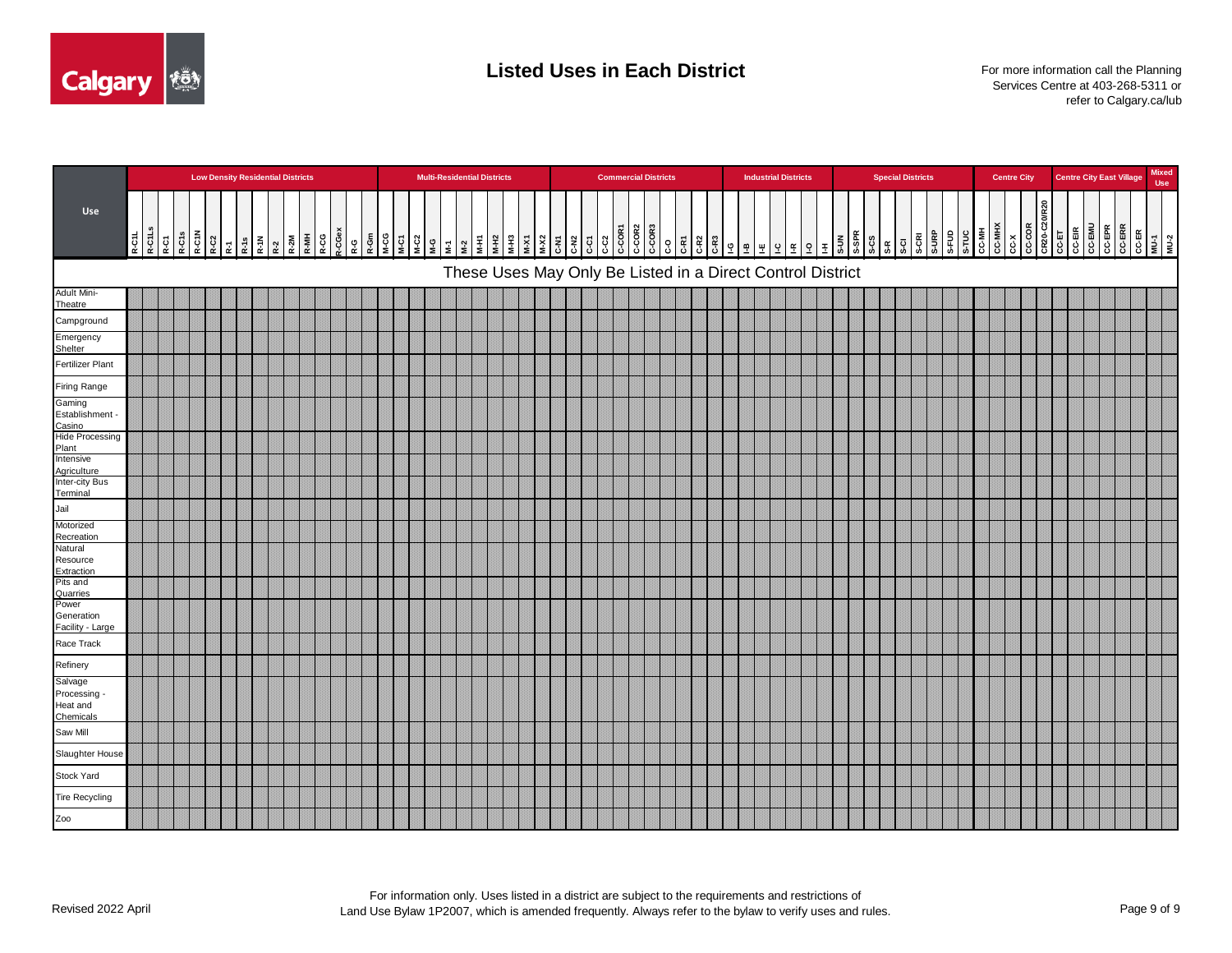# Listed Uses in Each District

For more information call the Planning Services Centre at 403-268-5311 or refer to Calgary.ca/lub

| Use | Low Density Residential Districts | | | | | | | | | | | | | | | | Multi-Residential Districts | | | | | | | | | | | Commercial Districts | | | | | | | | | | | Industrial Districts | | | | | | | Special Districts | | | | | | | | | Centre City | | | | | Centre City East Village | | | | | | Mixed Use | |
|---|---|---|---|---|---|---|---|---|---|---|---|---|---|---|---|---|---|---|---|---|---|---|---|---|---|---|---|---|---|---|---|---|---|---|---|---|---|---|---|---|---|---|---|---|---|---|---|---|---|---|---|---|---|---|---|---|---|---|---|---|---|---|---|---|---|---|---|
| | R-C1L | R-C1Ls | R-C1 | R-C1s | R-C1N | R-C2 | R-1 | R-1s | R-1N | R-2 | R-2M | R-MH | R-CG | R-CGex | R-G | R-Gm | M-CG | M-C1 | M-C2 | M-G | M-1 | M-2 | M-H1 | M-H2 | M-H3 | M-X1 | M-X2 | C-N1 | C-N2 | C-C1 | C-C2 | C-COR1 | C-COR2 | C-COR3 | C-O | C-R1 | C-R2 | C-R3 | I-G | I-B | I-E | I-C | I-R | I-O | I-H | S-UN | S-SPR | S-CS | S-R | S-CI | S-CRI | S-URP | S-FUD | S-TUC | CC-MH | CC-MHX | CC-X | CC-COR | CR20-C20/R20 | CC-ET | CC-EIR | CC-EMU | CC-EPR | CC-ERR | CC-ER | MU-1 | MU-2 |
| These Uses May Only Be Listed in a Direct Control District | | | | | | | | | | | | | | | | | | | | | | | | | | | | | | | | | | | | | | | | | | | | | | | | | | | | | | | | | | | | | | | | | | | |
| Adult Mini-Theatre | | | | | | | | | | | | | | | | | | | | | | | | | | | | | | | | | | | | | | | | | | | | | | | | | | | | | | | | | | | | | | | | | | | |
| Campground | | | | | | | | | | | | | | | | | | | | | | | | | | | | | | | | | | | | | | | | | | | | | | | | | | | | | | | | | | | | | | | | | | | |
| Emergency Shelter | | | | | | | | | | | | | | | | | | | | | | | | | | | | | | | | | | | | | | | | | | | | | | | | | | | | | | | | | | | | | | | | | | | |
| Fertilizer Plant | | | | | | | | | | | | | | | | | | | | | | | | | | | | | | | | | | | | | | | | | | | | | | | | | | | | | | | | | | | | | | | | | | | |
| Firing Range | | | | | | | | | | | | | | | | | | | | | | | | | | | | | | | | | | | | | | | | | | | | | | | | | | | | | | | | | | | | | | | | | | | |
| Gaming Establishment - Casino | | | | | | | | | | | | | | | | | | | | | | | | | | | | | | | | | | | | | | | | | | | | | | | | | | | | | | | | | | | | | | | | | | | |
| Hide Processing Plant | | | | | | | | | | | | | | | | | | | | | | | | | | | | | | | | | | | | | | | | | | | | | | | | | | | | | | | | | | | | | | | | | | | |
| Intensive Agriculture | | | | | | | | | | | | | | | | | | | | | | | | | | | | | | | | | | | | | | | | | | | | | | | | | | | | | | | | | | | | | | | | | | | |
| Inter-city Bus Terminal | | | | | | | | | | | | | | | | | | | | | | | | | | | | | | | | | | | | | | | | | | | | | | | | | | | | | | | | | | | | | | | | | | | |
| Jail | | | | | | | | | | | | | | | | | | | | | | | | | | | | | | | | | | | | | | | | | | | | | | | | | | | | | | | | | | | | | | | | | | | |
| Motorized Recreation | | | | | | | | | | | | | | | | | | | | | | | | | | | | | | | | | | | | | | | | | | | | | | | | | | | | | | | | | | | | | | | | | | | |
| Natural Resource Extraction | | | | | | | | | | | | | | | | | | | | | | | | | | | | | | | | | | | | | | | | | | | | | | | | | | | | | | | | | | | | | | | | | | | |
| Pits and Quarries | | | | | | | | | | | | | | | | | | | | | | | | | | | | | | | | | | | | | | | | | | | | | | | | | | | | | | | | | | | | | | | | | | | |
| Power Generation Facility - Large | | | | | | | | | | | | | | | | | | | | | | | | | | | | | | | | | | | | | | | | | | | | | | | | | | | | | | | | | | | | | | | | | | | |
| Race Track | | | | | | | | | | | | | | | | | | | | | | | | | | | | | | | | | | | | | | | | | | | | | | | | | | | | | | | | | | | | | | | | | | | |
| Refinery | | | | | | | | | | | | | | | | | | | | | | | | | | | | | | | | | | | | | | | | | | | | | | | | | | | | | | | | | | | | | | | | | | | |
| Salvage Processing - Heat and Chemicals | | | | | | | | | | | | | | | | | | | | | | | | | | | | | | | | | | | | | | | | | | | | | | | | | | | | | | | | | | | | | | | | | | | |
| Saw Mill | | | | | | | | | | | | | | | | | | | | | | | | | | | | | | | | | | | | | | | | | | | | | | | | | | | | | | | | | | | | | | | | | | | |
| Slaughter House | | | | | | | | | | | | | | | | | | | | | | | | | | | | | | | | | | | | | | | | | | | | | | | | | | | | | | | | | | | | | | | | | | | |
| Stock Yard | | | | | | | | | | | | | | | | | | | | | | | | | | | | | | | | | | | | | | | | | | | | | | | | | | | | | | | | | | | | | | | | | | | |
| Tire Recycling | | | | | | | | | | | | | | | | | | | | | | | | | | | | | | | | | | | | | | | | | | | | | | | | | | | | | | | | | | | | | | | | | | | |
| Zoo | | | | | | | | | | | | | | | | | | | | | | | | | | | | | | | | | | | | | | | | | | | | | | | | | | | | | | | | | | | | | | | | | | | |

Revised 2022 April

For information only. Uses listed in a district are subject to the requirements and restrictions of Land Use Bylaw 1P2007, which is amended frequently. Always refer to the bylaw to verify uses and rules.